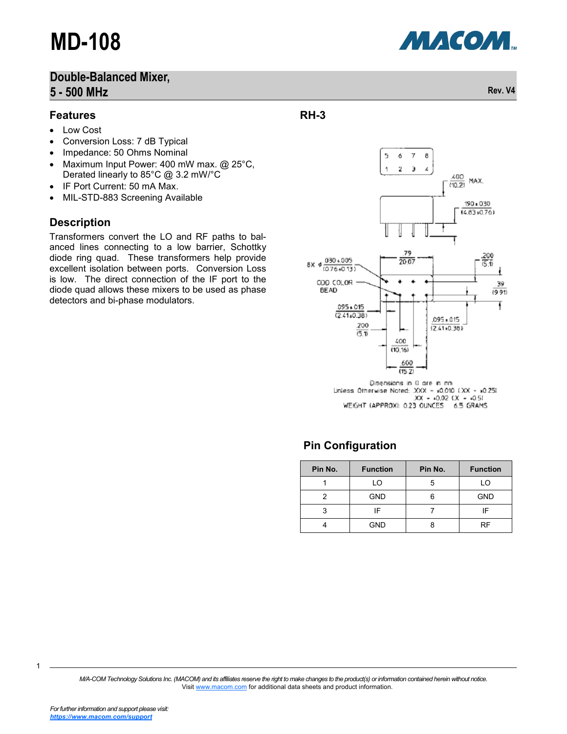# MD-108

## Double-Balanced Mixer, 5 - 500 MHz

Rev. V4

## Features

- Low Cost
- Conversion Loss: 7 dB Typical
- Impedance: 50 Ohms Nominal
- Maximum Input Power: 400 mW max. @ 25°C, Derated linearly to 85°C @ 3.2 mW/°C
- IF Port Current: 50 mA Max.
- MIL-STD-883 Screening Available

## Description

Transformers convert the LO and RF paths to balanced lines connecting to a low barrier, Schottky diode ring quad. These transformers help provide excellent isolation between ports. Conversion Loss is low. The direct connection of the IF port to the diode quad allows these mixers to be used as phase detectors and bi-phase modulators.

## RH-3

Dimensions in () are in mm
Unless Otherwise Noted: .XXX = ±0.010 (.XX = ±0.25)
.XX = ±0.02 (.X = ±0.5)
WEIGHT (APPROX): 0.23 OUNCES 6.5 GRAMS

## Pin Configuration

| Pin No. | Function | Pin No. | Function |
|---|---|---|---|
| 1 | LO | 5 | LO |
| 2 | GND | 6 | GND |
| 3 | IF | 7 | IF |
| 4 | GND | 8 | RF |

M/A-COM Technology Solutions Inc. (MACOM) and its affiliates reserve the right to make changes to the product(s) or information contained herein without notice.
Visit www.macom.com for additional data sheets and product information.

For further information and support please visit:
https://www.macom.com/support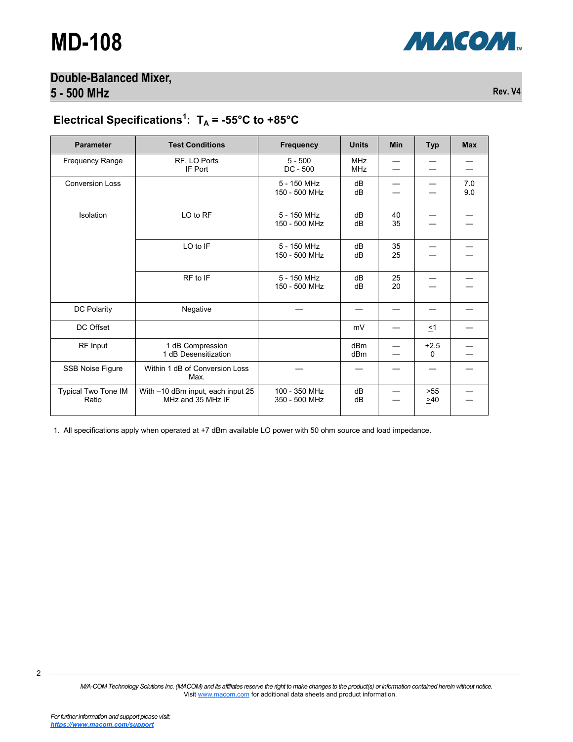# MD-108

## Double-Balanced Mixer, 5 - 500 MHz

Rev. V4

### Electrical Specifications[1]: $T_A$ = -55°C to +85°C

| Parameter | Test Conditions | Frequency | Units | Min | Typ | Max |
|---|---|---|---|---|---|---|
| Frequency Range | RF, LO Ports<br>IF Port | 5 - 500<br>DC - 500 | MHz<br>MHz | —<br>— | —<br>— | —<br>— |
| Conversion Loss | | 5 - 150 MHz<br>150 - 500 MHz | dB<br>dB | —<br>— | —<br>— | 7.0<br>9.0 |
| Isolation | LO to RF | 5 - 150 MHz<br>150 - 500 MHz | dB<br>dB | 40<br>35 | —<br>— | —<br>— |
| | LO to IF | 5 - 150 MHz<br>150 - 500 MHz | dB<br>dB | 35<br>25 | —<br>— | —<br>— |
| | RF to IF | 5 - 150 MHz<br>150 - 500 MHz | dB<br>dB | 25<br>20 | —<br>— | —<br>— |
| DC Polarity | Negative | — | — | — | — | — |
| DC Offset | | | mV | — | ≤1 | — |
| RF Input | 1 dB Compression<br>1 dB Desensitization | | dBm<br>dBm | —<br>— | +2.5<br>0 | —<br>— |
| SSB Noise Figure | Within 1 dB of Conversion Loss Max. | — | — | — | — | — |
| Typical Two Tone IM Ratio | With –10 dBm input, each input 25 MHz and 35 MHz IF | 100 - 350 MHz<br>350 - 500 MHz | dB<br>dB | —<br>— | ≥55<br>≥40 | —<br>— |

1. All specifications apply when operated at +7 dBm available LO power with 50 ohm source and load impedance.

*M/A-COM Technology Solutions Inc. (MACOM) and its affiliates reserve the right to make changes to the product(s) or information contained herein without notice.*
Visit www.macom.com for additional data sheets and product information.

*For further information and support please visit:*
***https://www.macom.com/support***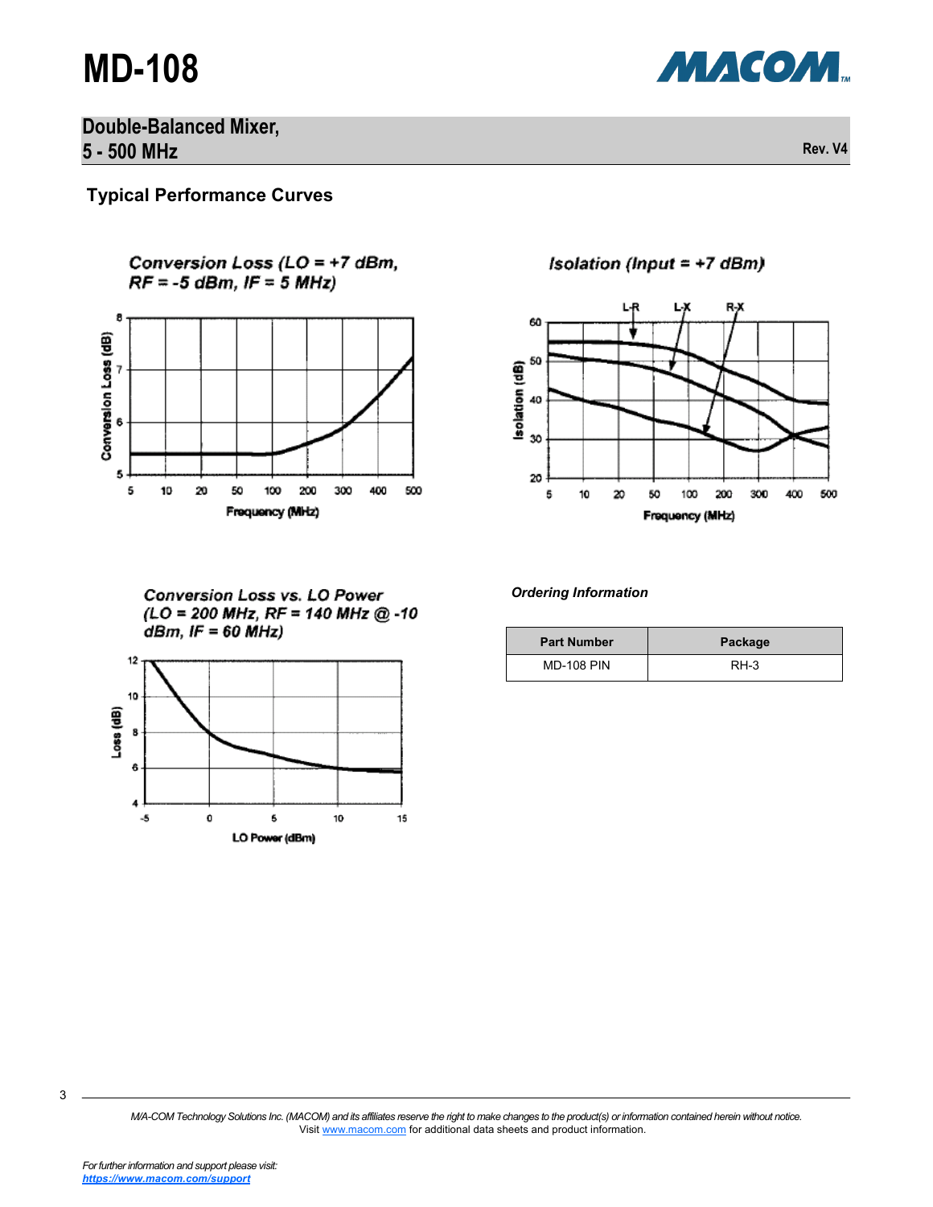# MD-108

## Double-Balanced Mixer, 5 - 500 MHz

Rev. V4

### Typical Performance Curves

Conversion Loss (LO = +7 dBm, RF = -5 dBm, IF = 5 MHz)

Isolation (Input = +7 dBm)

Conversion Loss vs. LO Power (LO = 200 MHz, RF = 140 MHz @ -10 dBm, IF = 60 MHz)

***Ordering Information***

| Part Number | Package |
|---|---|
| MD-108 PIN | RH-3 |

*M/A-COM Technology Solutions Inc. (MACOM) and its affiliates reserve the right to make changes to the product(s) or information contained herein without notice.*
Visit www.macom.com for additional data sheets and product information.

*For further information and support please visit:*
***https://www.macom.com/support***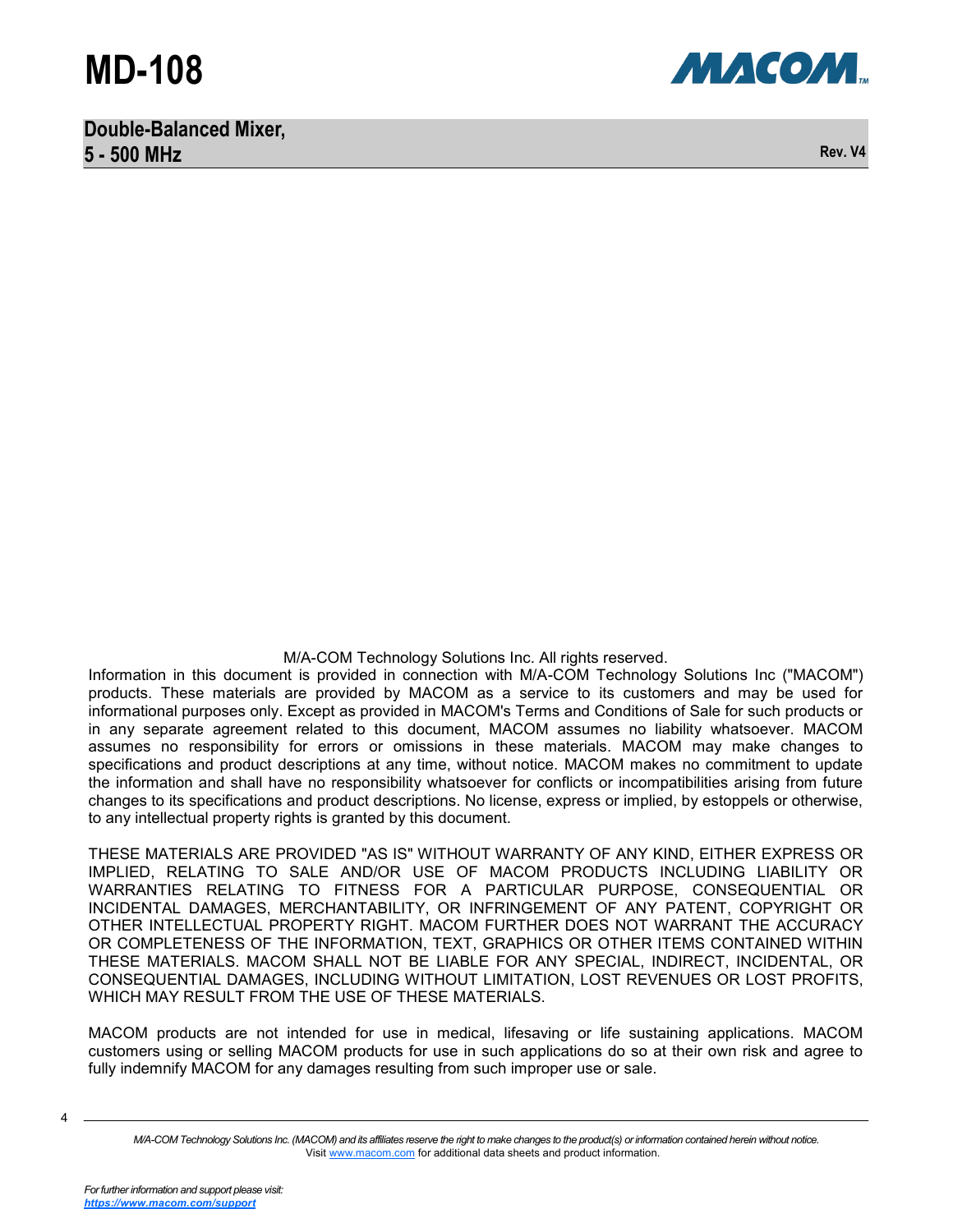M/A-COM Technology Solutions Inc. All rights reserved.

Information in this document is provided in connection with M/A-COM Technology Solutions Inc ("MACOM") products. These materials are provided by MACOM as a service to its customers and may be used for informational purposes only. Except as provided in MACOM's Terms and Conditions of Sale for such products or in any separate agreement related to this document, MACOM assumes no liability whatsoever. MACOM assumes no responsibility for errors or omissions in these materials. MACOM may make changes to specifications and product descriptions at any time, without notice. MACOM makes no commitment to update the information and shall have no responsibility whatsoever for conflicts or incompatibilities arising from future changes to its specifications and product descriptions. No license, express or implied, by estoppels or otherwise, to any intellectual property rights is granted by this document.

THESE MATERIALS ARE PROVIDED "AS IS" WITHOUT WARRANTY OF ANY KIND, EITHER EXPRESS OR IMPLIED, RELATING TO SALE AND/OR USE OF MACOM PRODUCTS INCLUDING LIABILITY OR WARRANTIES RELATING TO FITNESS FOR A PARTICULAR PURPOSE, CONSEQUENTIAL OR INCIDENTAL DAMAGES, MERCHANTABILITY, OR INFRINGEMENT OF ANY PATENT, COPYRIGHT OR OTHER INTELLECTUAL PROPERTY RIGHT. MACOM FURTHER DOES NOT WARRANT THE ACCURACY OR COMPLETENESS OF THE INFORMATION, TEXT, GRAPHICS OR OTHER ITEMS CONTAINED WITHIN THESE MATERIALS. MACOM SHALL NOT BE LIABLE FOR ANY SPECIAL, INDIRECT, INCIDENTAL, OR CONSEQUENTIAL DAMAGES, INCLUDING WITHOUT LIMITATION, LOST REVENUES OR LOST PROFITS, WHICH MAY RESULT FROM THE USE OF THESE MATERIALS.

MACOM products are not intended for use in medical, lifesaving or life sustaining applications. MACOM customers using or selling MACOM products for use in such applications do so at their own risk and agree to fully indemnify MACOM for any damages resulting from such improper use or sale.